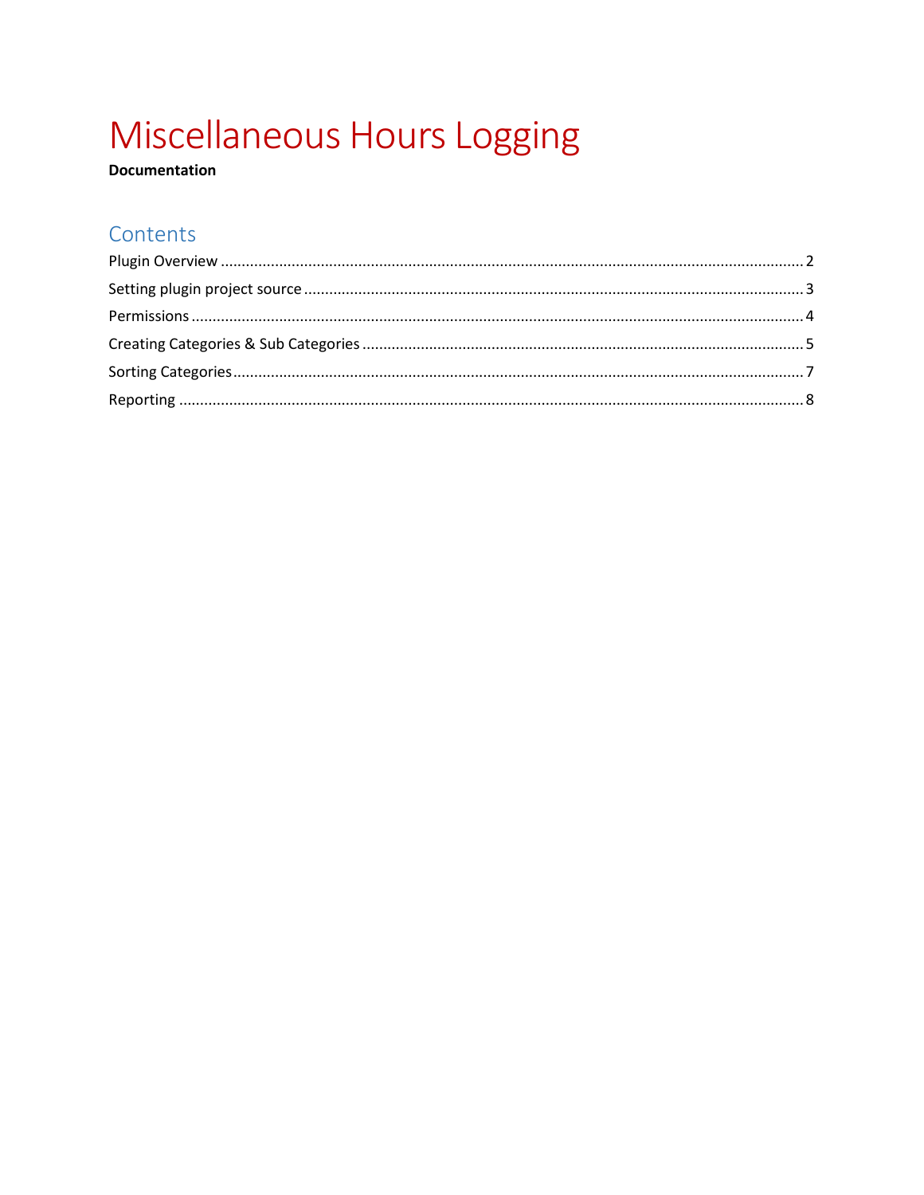# Miscellaneous Hours Logging

**Documentation**

## Contents

Plugin Overview ........................................................................................................................................ 2

Setting plugin project source ..................................................................................................................... 3

Permissions ................................................................................................................................................ 4

Creating Categories & Sub Categories ....................................................................................................... 5

Sorting Categories ...................................................................................................................................... 7

Reporting ................................................................................................................................................... 8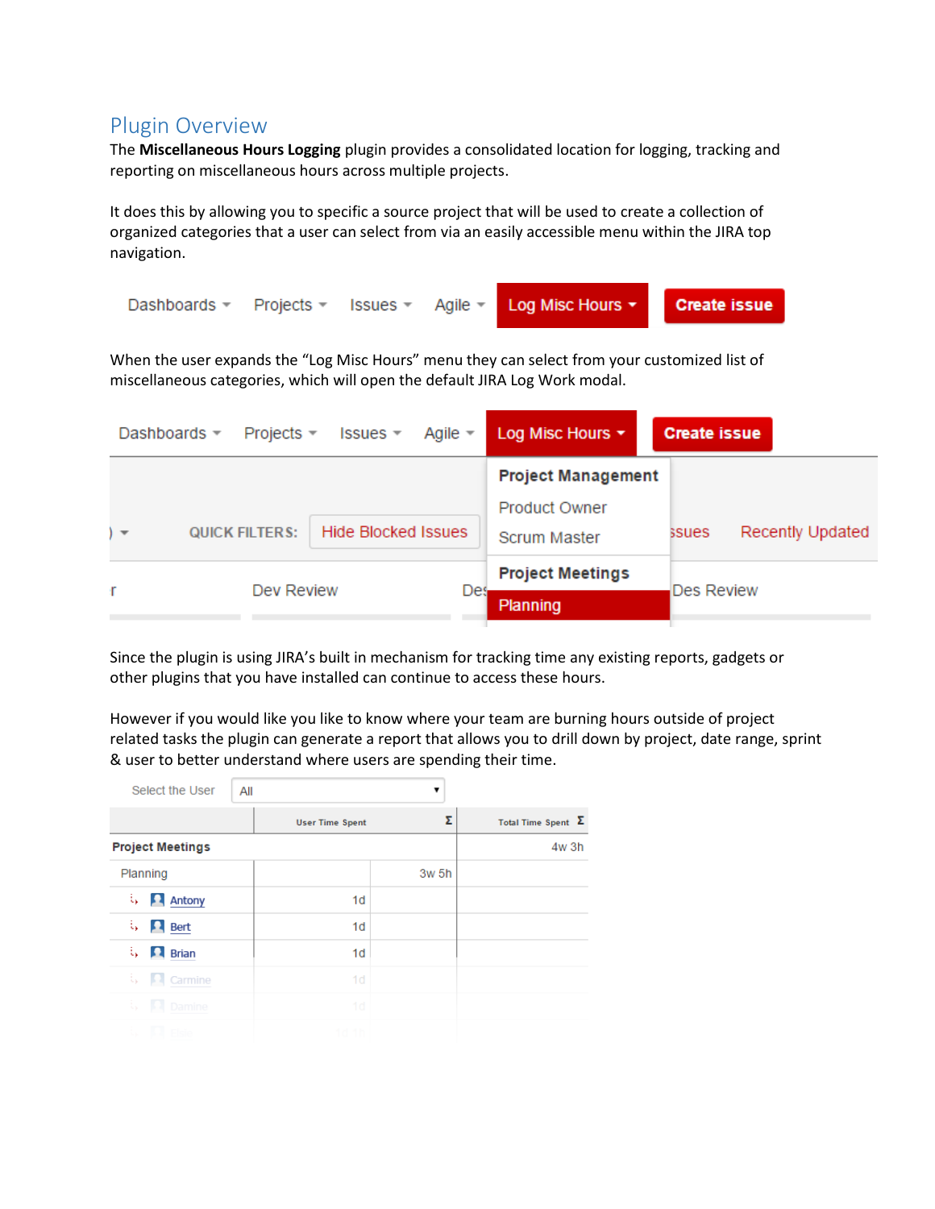## Plugin Overview

The **Miscellaneous Hours Logging** plugin provides a consolidated location for logging, tracking and reporting on miscellaneous hours across multiple projects.

It does this by allowing you to specific a source project that will be used to create a collection of organized categories that a user can select from via an easily accessible menu within the JIRA top navigation.

Dashboards ▾ Projects ▾ Issues ▾ Agile ▾ **Log Misc Hours ▾** **Create issue**

When the user expands the "Log Misc Hours" menu they can select from your customized list of miscellaneous categories, which will open the default JIRA Log Work modal.

Dashboards ▾ Projects ▾ Issues ▾ Agile ▾ **Log Misc Hours ▾** **Create issue**

- **Project Management**
  - Product Owner
  - Scrum Master
- **Project Meetings**
  - Planning

Since the plugin is using JIRA's built in mechanism for tracking time any existing reports, gadgets or other plugins that you have installed can continue to access these hours.

However if you would like you like to know where your team are burning hours outside of project related tasks the plugin can generate a report that allows you to drill down by project, date range, sprint & user to better understand where users are spending their time.

Select the User: All

| | User Time Spent | Σ | Total Time Spent Σ |
|---|---|---|---|
| **Project Meetings** | | | 4w 3h |
| Planning | | 3w 5h | |
| Antony | 1d | | |
| Bert | 1d | | |
| Brian | 1d | | |
| Carmine | 1d | | |
| Damine | 1d | | |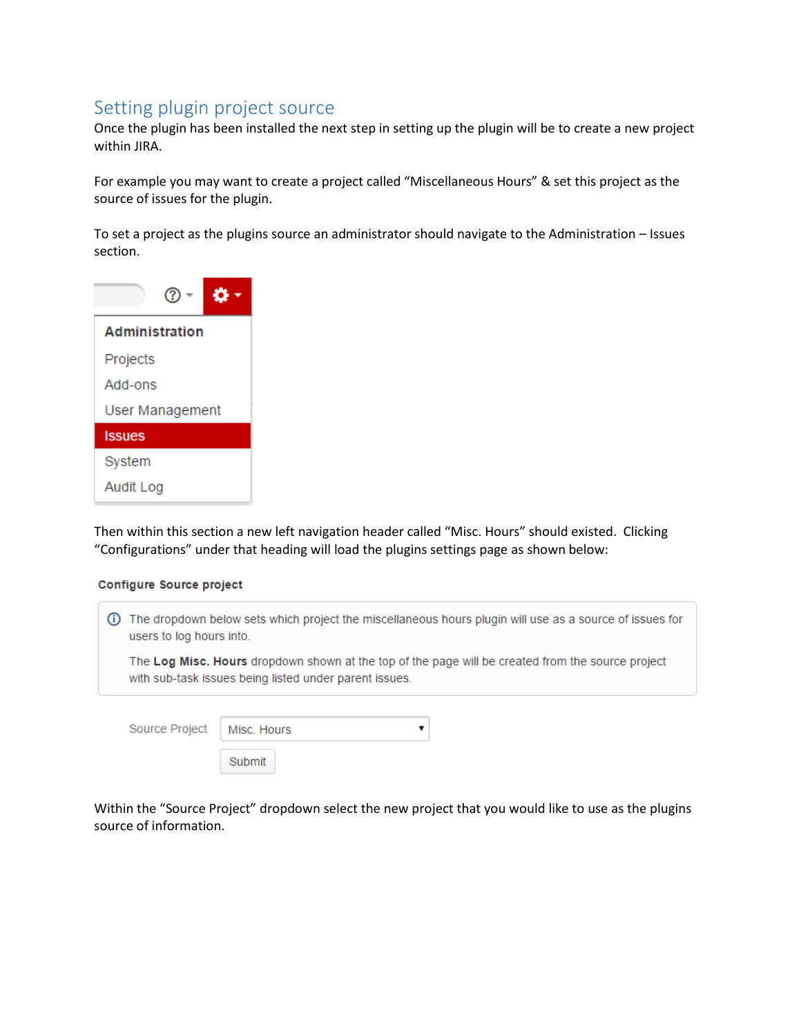## Setting plugin project source

Once the plugin has been installed the next step in setting up the plugin will be to create a new project within JIRA.

For example you may want to create a project called “Miscellaneous Hours” & set this project as the source of issues for the plugin.

To set a project as the plugins source an administrator should navigate to the Administration – Issues section.

Then within this section a new left navigation header called “Misc. Hours” should existed. Clicking “Configurations” under that heading will load the plugins settings page as shown below:

Within the “Source Project” dropdown select the new project that you would like to use as the plugins source of information.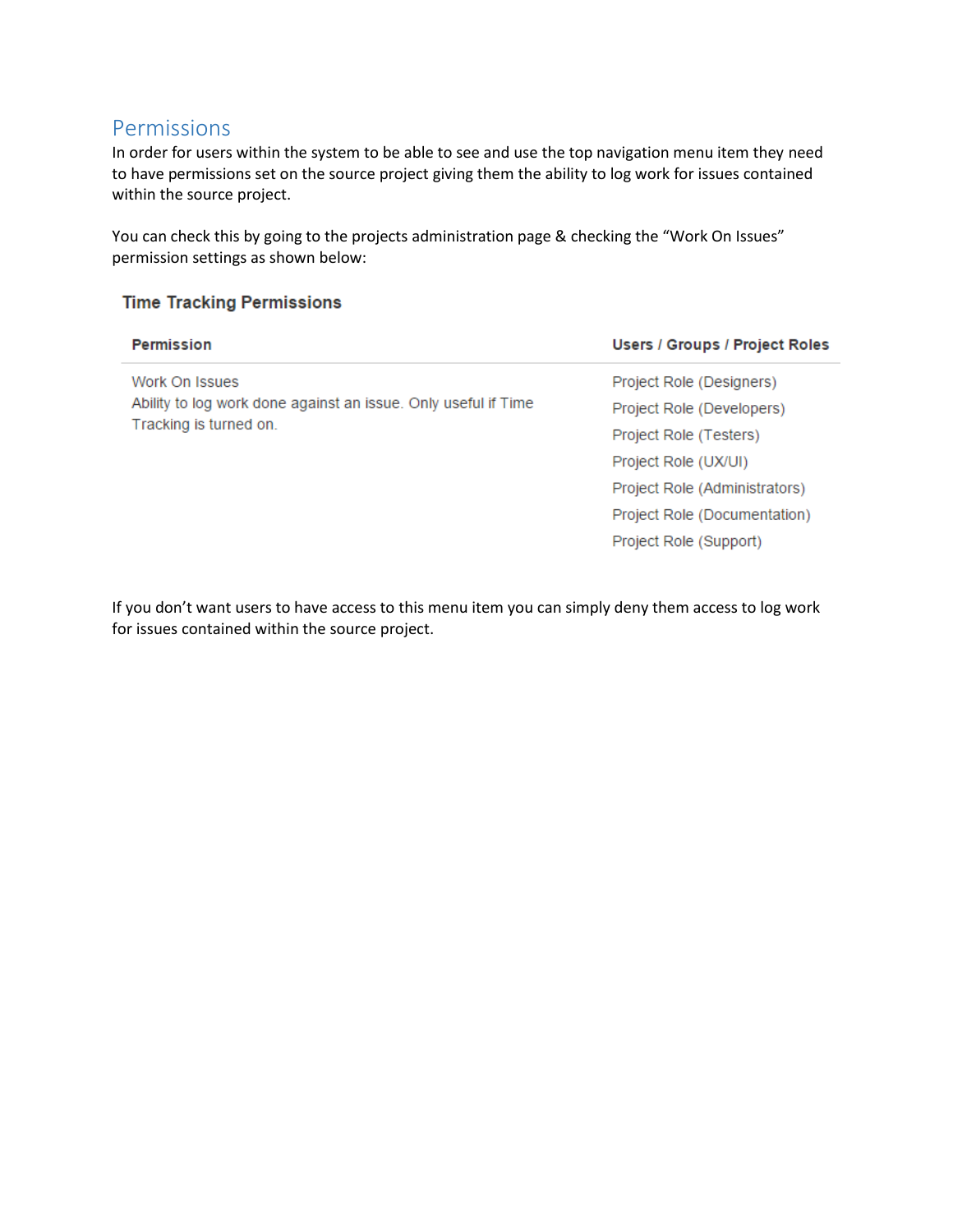## Permissions

In order for users within the system to be able to see and use the top navigation menu item they need to have permissions set on the source project giving them the ability to log work for issues contained within the source project.

You can check this by going to the projects administration page & checking the “Work On Issues” permission settings as shown below:

### Time Tracking Permissions

| Permission | Users / Groups / Project Roles |
|---|---|
| Work On Issues<br>Ability to log work done against an issue. Only useful if Time Tracking is turned on. | Project Role (Designers)<br>Project Role (Developers)<br>Project Role (Testers)<br>Project Role (UX/UI)<br>Project Role (Administrators)<br>Project Role (Documentation)<br>Project Role (Support) |

If you don’t want users to have access to this menu item you can simply deny them access to log work for issues contained within the source project.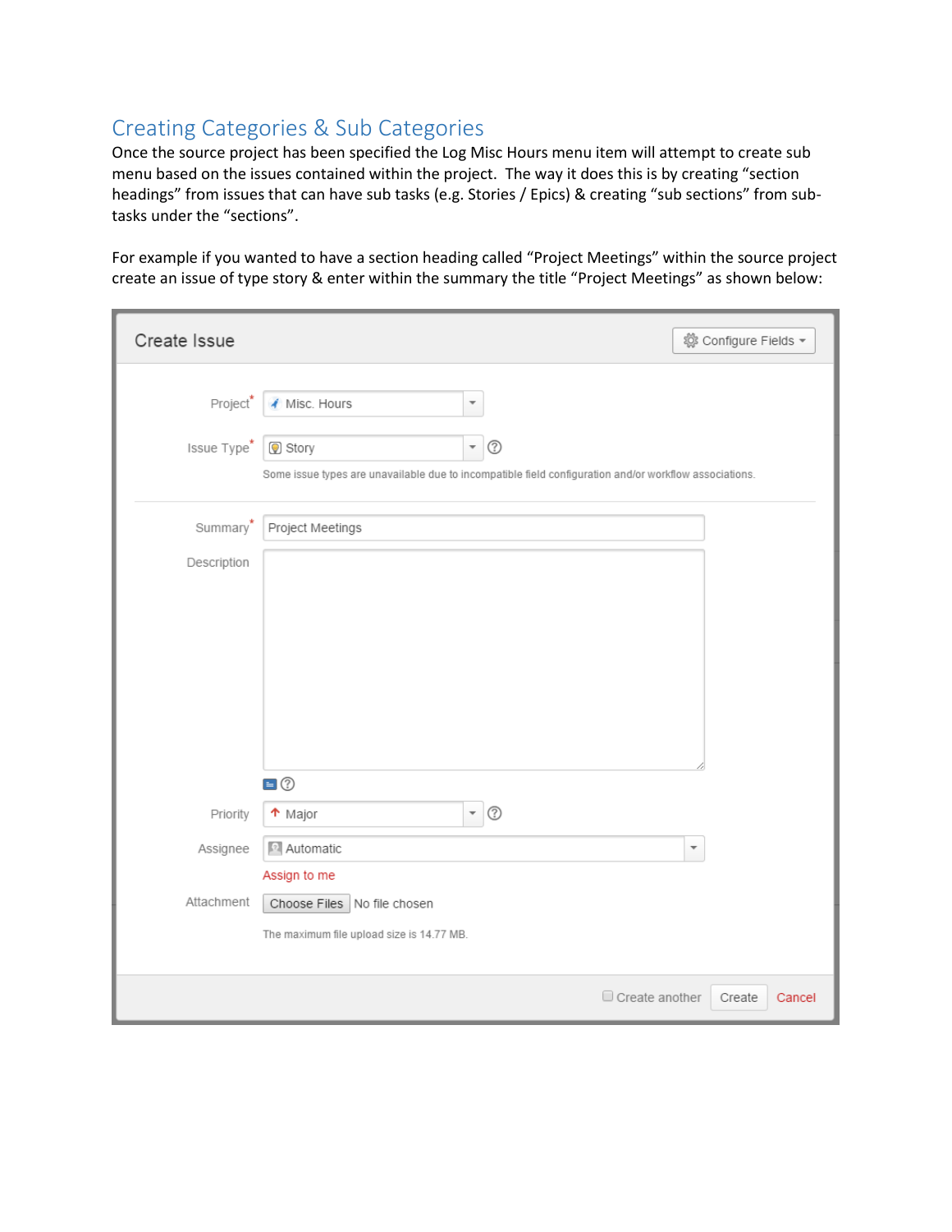## Creating Categories & Sub Categories

Once the source project has been specified the Log Misc Hours menu item will attempt to create sub menu based on the issues contained within the project. The way it does this is by creating "section headings" from issues that can have sub tasks (e.g. Stories / Epics) & creating "sub sections" from sub-tasks under the "sections".

For example if you wanted to have a section heading called "Project Meetings" within the source project create an issue of type story & enter within the summary the title "Project Meetings" as shown below: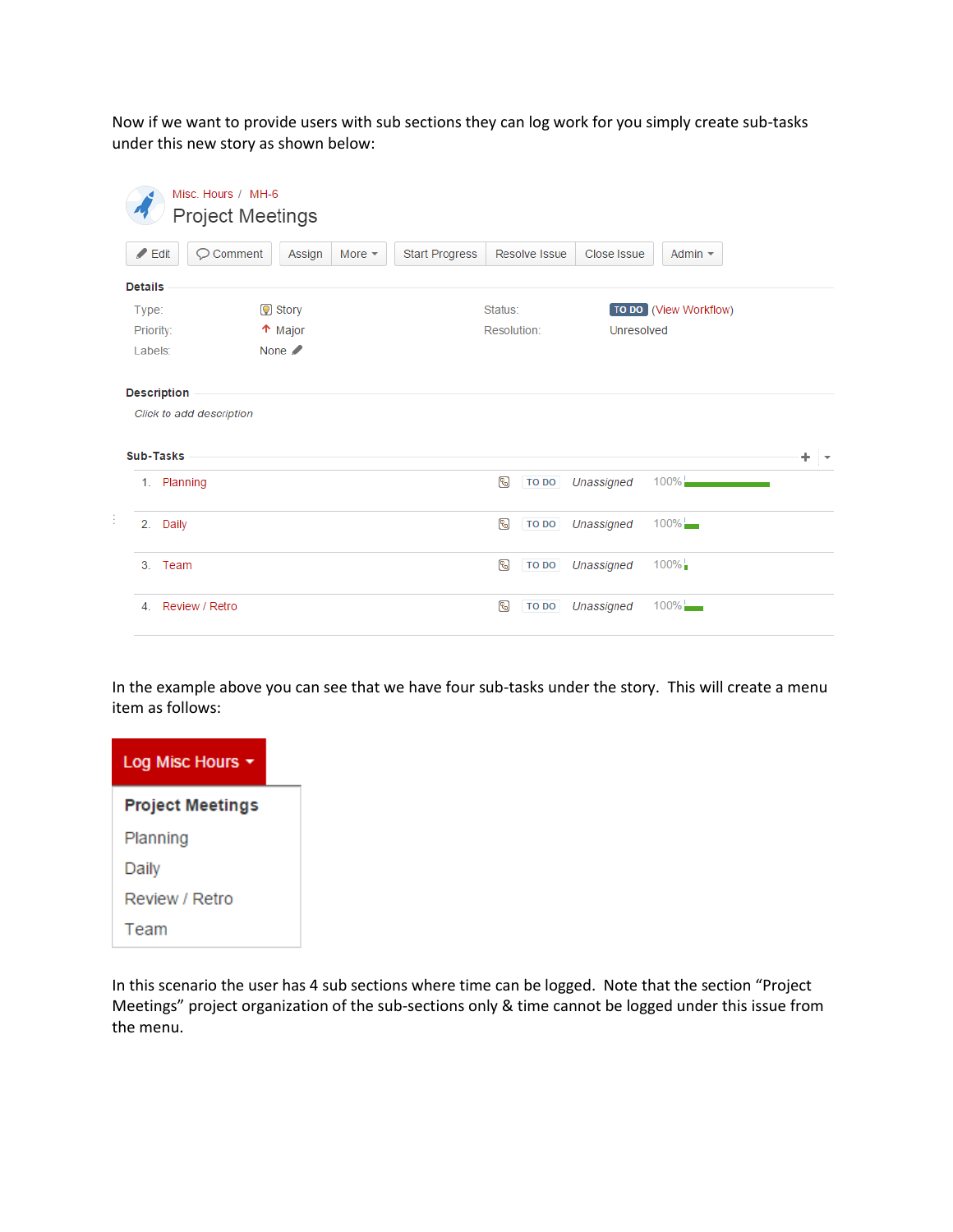Now if we want to provide users with sub sections they can log work for you simply create sub-tasks under this new story as shown below:

Misc. Hours / MH-6

Project Meetings

Edit | Comment | Assign | More | Start Progress | Resolve Issue | Close Issue | Admin

**Details**

| | | | |
|---|---|---|---|
| Type: | Story | Status: | TO DO (View Workflow) |
| Priority: | Major | Resolution: | Unresolved |
| Labels: | None | | |

**Description**

*Click to add description*

**Sub-Tasks**

| # | Sub-Task | Status | Assignee | Progress |
|---|---|---|---|---|
| 1. | Planning | TO DO | *Unassigned* | 100% |
| 2. | Daily | TO DO | *Unassigned* | 100% |
| 3. | Team | TO DO | *Unassigned* | 100% |
| 4. | Review / Retro | TO DO | *Unassigned* | 100% |

In the example above you can see that we have four sub-tasks under the story. This will create a menu item as follows:

Log Misc Hours

- **Project Meetings**
  - Planning
  - Daily
  - Review / Retro
  - Team

In this scenario the user has 4 sub sections where time can be logged. Note that the section "Project Meetings" project organization of the sub-sections only & time cannot be logged under this issue from the menu.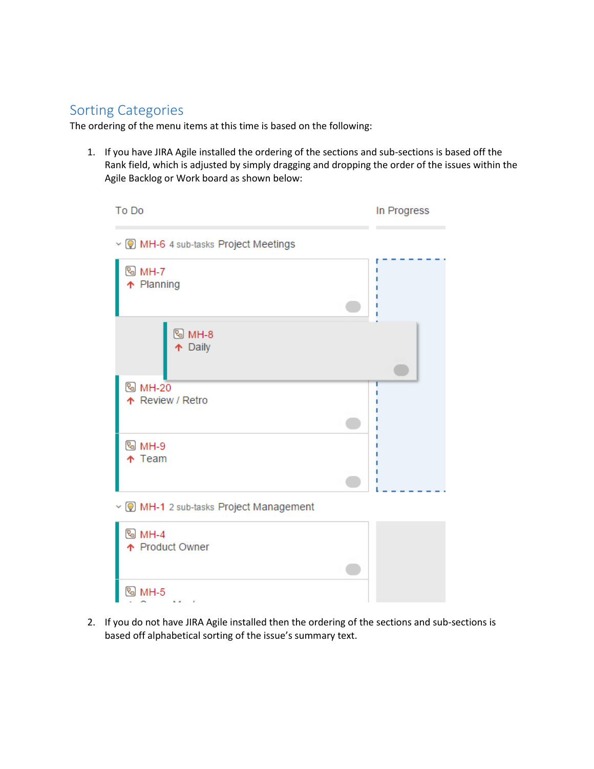## Sorting Categories

The ordering of the menu items at this time is based on the following:

1. If you have JIRA Agile installed the ordering of the sections and sub-sections is based off the Rank field, which is adjusted by simply dragging and dropping the order of the issues within the Agile Backlog or Work board as shown below:

2. If you do not have JIRA Agile installed then the ordering of the sections and sub-sections is based off alphabetical sorting of the issue's summary text.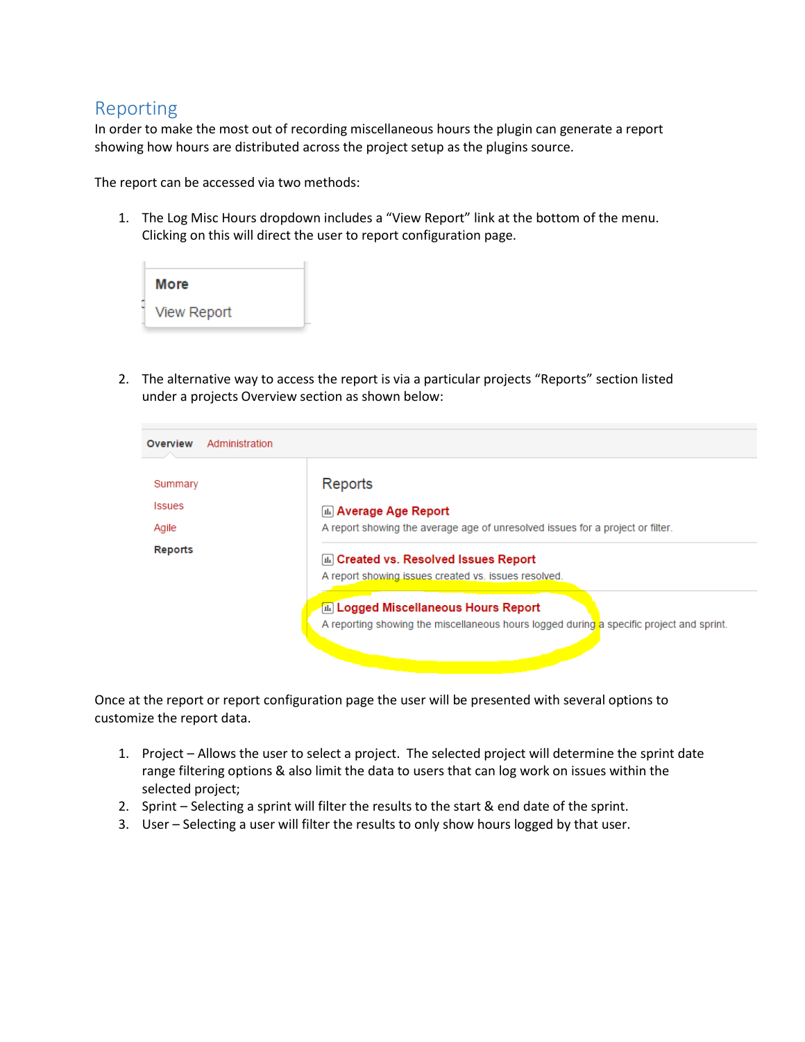## Reporting

In order to make the most out of recording miscellaneous hours the plugin can generate a report showing how hours are distributed across the project setup as the plugins source.

The report can be accessed via two methods:

1. The Log Misc Hours dropdown includes a "View Report" link at the bottom of the menu. Clicking on this will direct the user to report configuration page.

2. The alternative way to access the report is via a particular projects "Reports" section listed under a projects Overview section as shown below:

Once at the report or report configuration page the user will be presented with several options to customize the report data.

1. Project – Allows the user to select a project. The selected project will determine the sprint date range filtering options & also limit the data to users that can log work on issues within the selected project;
2. Sprint – Selecting a sprint will filter the results to the start & end date of the sprint.
3. User – Selecting a user will filter the results to only show hours logged by that user.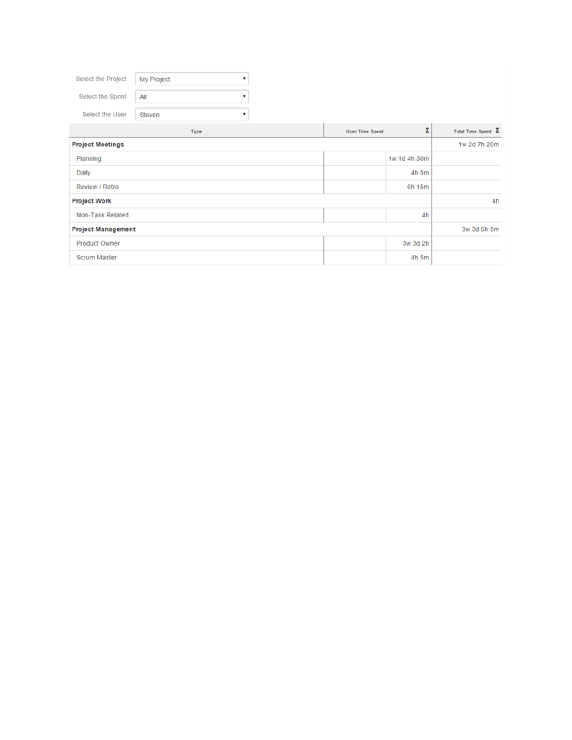Select the Project: My Project

Select the Sprint: All

Select the User: Steven

| Type | User Time Spent Σ | | Total Time Spent Σ |
|---|---|---|---|
| **Project Meetings** | | | 1w 2d 7h 20m |
| Planning | | 1w 1d 4h 30m | |
| Daily | | 4h 5m | |
| Review / Retro | | 6h 15m | |
| **Project Work** | | | 4h |
| Non-Task Related | | 4h | |
| **Project Management** | | | 3w 3d 6h 5m |
| Product Owner | | 3w 3d 2h | |
| Scrum Master | | 4h 5m | |